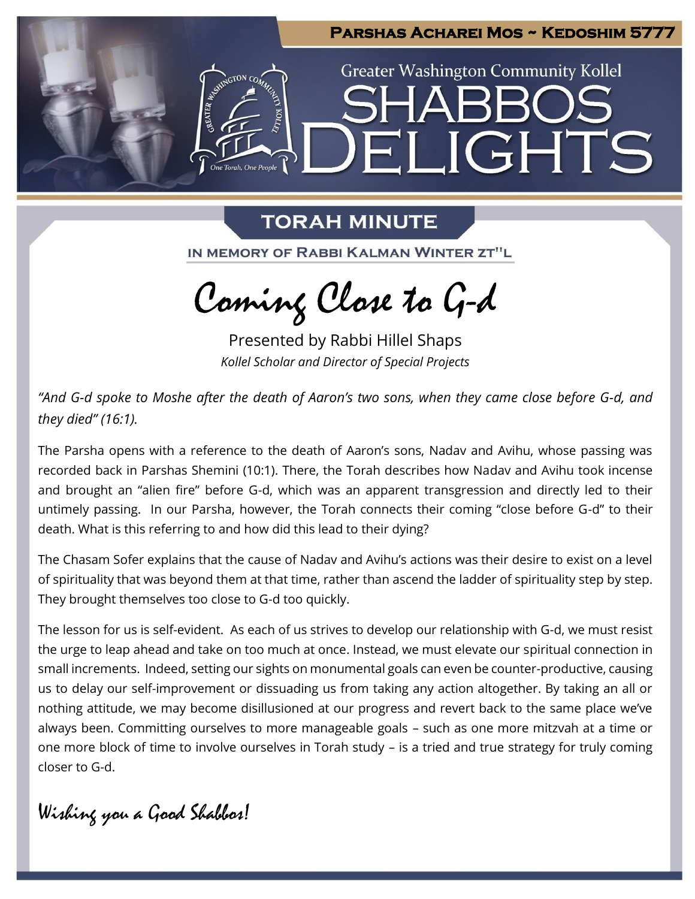# Parshas Acharei Mos ~ Kedoshim 5777

Greater Washington Community Kollel

# SHABBOS DELIGHTS

## TORAH MINUTE

IN MEMORY OF RABBI KALMAN WINTER ZT"L

# Coming Close to G-d

Presented by Rabbi Hillel Shaps

*Kollel Scholar and Director of Special Projects*

*"And G-d spoke to Moshe after the death of Aaron's two sons, when they came close before G-d, and they died" (16:1).*

The Parsha opens with a reference to the death of Aaron's sons, Nadav and Avihu, whose passing was recorded back in Parshas Shemini (10:1). There, the Torah describes how Nadav and Avihu took incense and brought an "alien fire" before G-d, which was an apparent transgression and directly led to their untimely passing. In our Parsha, however, the Torah connects their coming "close before G-d" to their death. What is this referring to and how did this lead to their dying?

The Chasam Sofer explains that the cause of Nadav and Avihu's actions was their desire to exist on a level of spirituality that was beyond them at that time, rather than ascend the ladder of spirituality step by step. They brought themselves too close to G-d too quickly.

The lesson for us is self-evident. As each of us strives to develop our relationship with G-d, we must resist the urge to leap ahead and take on too much at once. Instead, we must elevate our spiritual connection in small increments. Indeed, setting our sights on monumental goals can even be counter-productive, causing us to delay our self-improvement or dissuading us from taking any action altogether. By taking an all or nothing attitude, we may become disillusioned at our progress and revert back to the same place we've always been. Committing ourselves to more manageable goals – such as one more mitzvah at a time or one more block of time to involve ourselves in Torah study – is a tried and true strategy for truly coming closer to G-d.

*Wishing you a Good Shabbos!*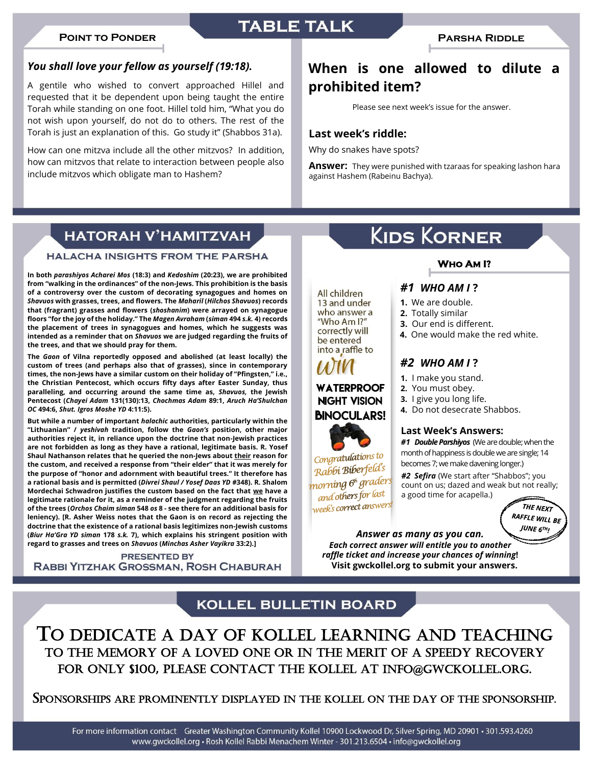# TABLE TALK

## Point to Ponder

***You shall love your fellow as yourself (19:18).***

A gentile who wished to convert approached Hillel and requested that it be dependent upon being taught the entire Torah while standing on one foot. Hillel told him, "What you do not wish upon yourself, do not do to others. The rest of the Torah is just an explanation of this. Go study it" (Shabbos 31a).

How can one mitzva include all the other mitzvos? In addition, how can mitzvos that relate to interaction between people also include mitzvos which obligate man to Hashem?

## Parsha Riddle

**When is one allowed to dilute a prohibited item?**

Please see next week's issue for the answer.

**Last week's riddle:**

Why do snakes have spots?

**Answer:** They were punished with tzaraas for speaking lashon hara against Hashem (Rabeinu Bachya).

# HATORAH V'HAMITZVAH

## HALACHA INSIGHTS FROM THE PARSHA

**In both *parashiyos Acharei Mos* (18:3) and *Kedoshim* (20:23), we are prohibited from "walking in the ordinances" of the non-Jews. This prohibition is the basis of a controversy over the custom of decorating synagogues and homes on *Shavuos* with grasses, trees, and flowers. The *Maharil* (*Hilchos Shavuos*) records that (fragrant) grasses and flowers (*shoshanim*) were arrayed on synagogue floors "for the joy of the holiday." The *Magen Avraham* (*siman* 494 *s.k.* 4) records the placement of trees in synagogues and homes, which he suggests was intended as a reminder that on *Shavuos* we are judged regarding the fruits of the trees, and that we should pray for them.**

**The *Gaon* of Vilna reportedly opposed and abolished (at least locally) the custom of trees (and perhaps also that of grasses), since in contemporary times, the non-Jews have a similar custom on their holiday of "Pfingsten," i.e., the Christian Pentecost, which occurs fifty days after Easter Sunday, thus paralleling, and occurring around the same time as, *Shavuos*, the Jewish Pentecost (*Chayei Adam* 131(130):13, *Chochmas Adam* 89:1, *Aruch Ha'Shulchan OC* 494:6, *Shut. Igros Moshe YD* 4:11:5).**

**But while a number of important *halachic* authorities, particularly within the "Lithuanian" / *yeshivah* tradition, follow the *Gaon's* position, other major authorities reject it, in reliance upon the doctrine that non-Jewish practices are not forbidden as long as they have a rational, legitimate basis. R. Yosef Shaul Nathanson relates that he queried the non-Jews about their reason for the custom, and received a response from "their elder" that it was merely for the purpose of "honor and adornment with beautiful trees." It therefore has a rational basis and is permitted (*Divrei Shaul / Yosef Daas YD* #348). R. Shalom Mordechai Schwadron justifies the custom based on the fact that we have a legitimate rationale for it, as a reminder of the judgment regarding the fruits of the trees (*Orchos Chaim siman* 548 *os* 8 - see there for an additional basis for leniency). [R. Asher Weiss notes that the Gaon is on record as rejecting the doctrine that the existence of a rational basis legitimizes non-Jewish customs (*Biur Ha'Gra YD siman* 178 *s.k.* 7), which explains his stringent position with regard to grasses and trees on *Shavuos* (*Minchas Asher Vayikra* 33:2).]**

PRESENTED BY
RABBI YITZHAK GROSSMAN, ROSH CHABURAH

# Kids Korner

## Who Am I?

All children 13 and under who answer a "Who Am I?" correctly will be entered into a raffle to *win*

**WATERPROOF NIGHT VISION BINOCULARS!**

*Congratulations to Rabbi Biberfeld's morning 6th graders and others for last week's correct answers!*

### #1 WHO AM I ?

1. We are double.
2. Totally similar
3. Our end is different.
4. One would make the red white.

### #2 WHO AM I ?

1. I make you stand.
2. You must obey.
3. I give you long life.
4. Do not desecrate Shabbos.

**Last Week's Answers:**

***#1 Double Parshiyos*** (We are double; when the month of happiness is double we are single; 14 becomes 7; we make davening longer.)

***#2 Sefira*** (We start after "Shabbos"; you count on us; dazed and weak but not really; a good time for acapella.)

*THE NEXT RAFFLE WILL BE JUNE 6TH!*

***Answer as many as you can.***
***Each correct answer will entitle you to another raffle ticket and increase your chances of winning!***
**Visit gwckollel.org to submit your answers.**

# KOLLEL BULLETIN BOARD

To dedicate a day of kollel learning and teaching to the memory of a loved one or in the merit of a speedy recovery for only $100, please contact the kollel at info@gwckollel.org.

Sponsorships are prominently displayed in the kollel on the day of the sponsorship.

For more information contact: Greater Washington Community Kollel 10900 Lockwood Dr, Silver Spring, MD 20901 • 301.593.4260
www.gwckollel.org • Rosh Kollel Rabbi Menachem Winter - 301.213.6504 • info@gwckollel.org